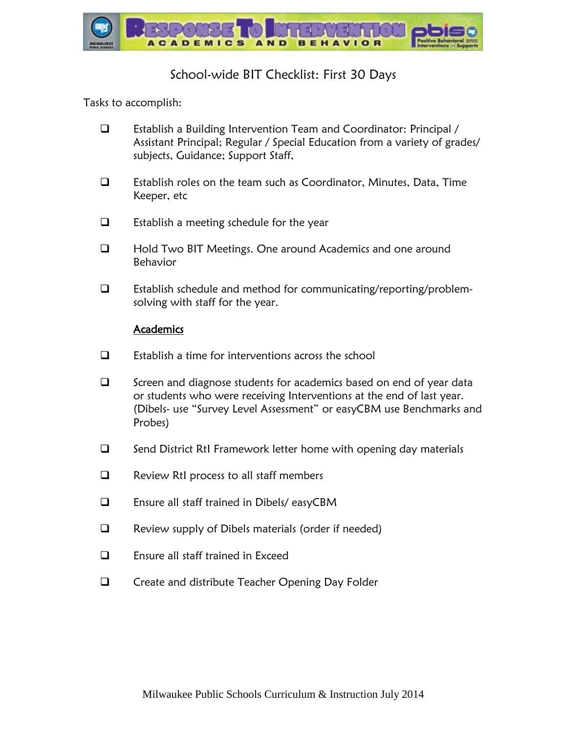# School-wide BIT Checklist: First 30 Days

Tasks to accomplish:

- ☐ Establish a Building Intervention Team and Coordinator: Principal / Assistant Principal; Regular / Special Education from a variety of grades/ subjects, Guidance; Support Staff,
- ☐ Establish roles on the team such as Coordinator, Minutes, Data, Time Keeper, etc
- ☐ Establish a meeting schedule for the year
- ☐ Hold Two BIT Meetings. One around Academics and one around Behavior
- ☐ Establish schedule and method for communicating/reporting/problem-solving with staff for the year.

<u>Academics</u>

- ☐ Establish a time for interventions across the school
- ☐ Screen and diagnose students for academics based on end of year data or students who were receiving Interventions at the end of last year. (Dibels- use "Survey Level Assessment" or easyCBM use Benchmarks and Probes)
- ☐ Send District RtI Framework letter home with opening day materials
- ☐ Review RtI process to all staff members
- ☐ Ensure all staff trained in Dibels/ easyCBM
- ☐ Review supply of Dibels materials (order if needed)
- ☐ Ensure all staff trained in Exceed
- ☐ Create and distribute Teacher Opening Day Folder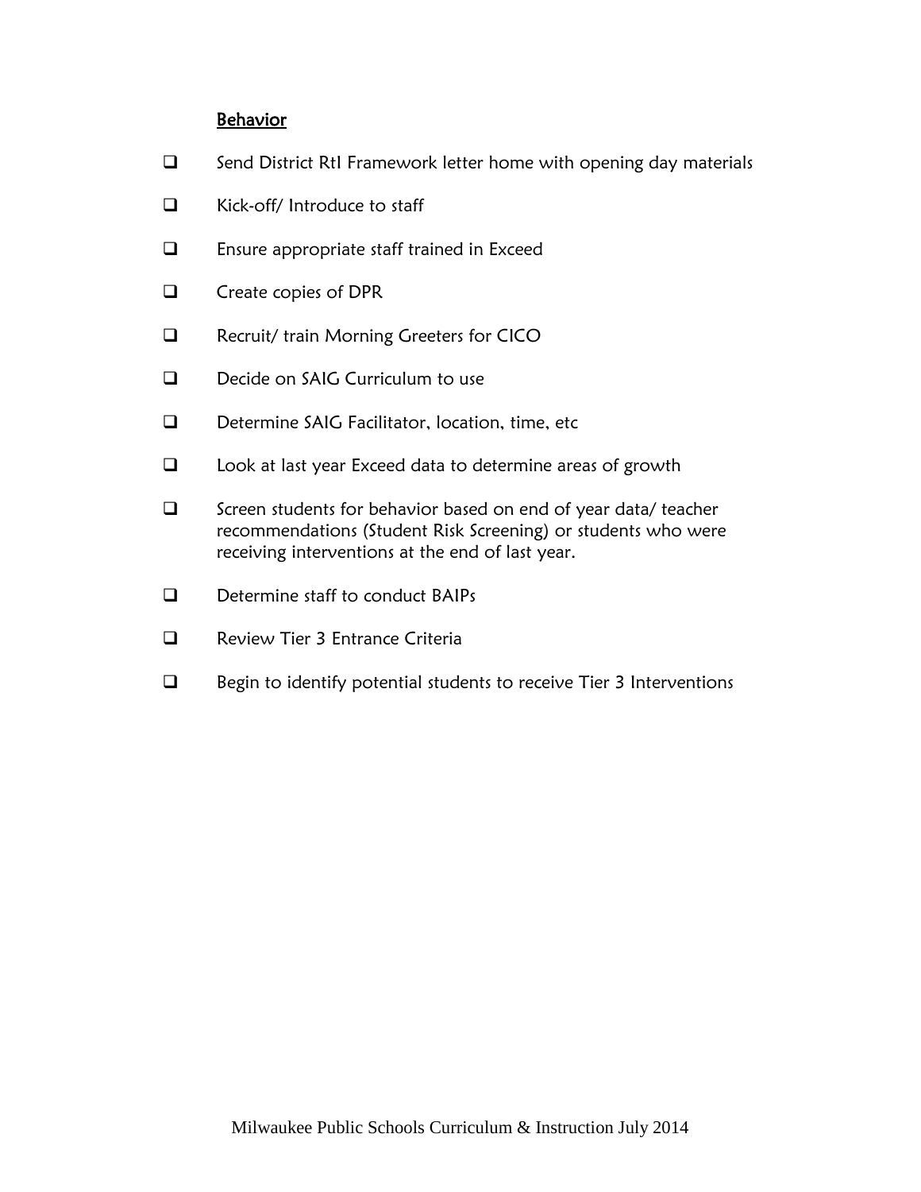**Behavior**

- [ ] Send District RtI Framework letter home with opening day materials
- [ ] Kick-off/ Introduce to staff
- [ ] Ensure appropriate staff trained in Exceed
- [ ] Create copies of DPR
- [ ] Recruit/ train Morning Greeters for CICO
- [ ] Decide on SAIG Curriculum to use
- [ ] Determine SAIG Facilitator, location, time, etc
- [ ] Look at last year Exceed data to determine areas of growth
- [ ] Screen students for behavior based on end of year data/ teacher recommendations (Student Risk Screening) or students who were receiving interventions at the end of last year.
- [ ] Determine staff to conduct BAIPs
- [ ] Review Tier 3 Entrance Criteria
- [ ] Begin to identify potential students to receive Tier 3 Interventions